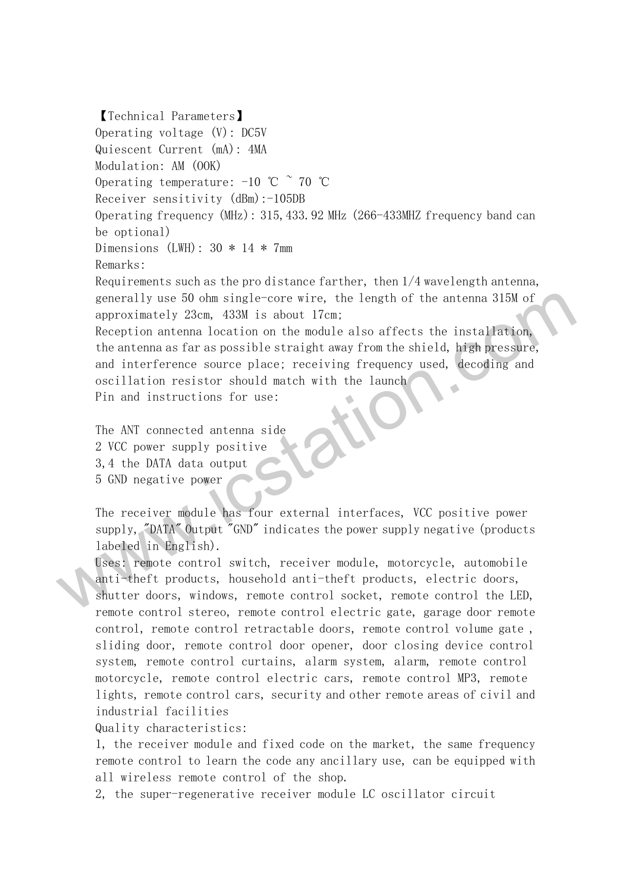【Technical Parameters】

Operating voltage (V): DC5V

Quiescent Current (mA): 4MA

Modulation: AM (OOK)

Operating temperature: -10 ℃ ~ 70 ℃

Receiver sensitivity (dBm):-105DB

Operating frequency (MHz): 315,433.92 MHz (266-433MHZ frequency band can be optional)

Dimensions (LWH): 30 * 14 * 7mm

Remarks:

Requirements such as the pro distance farther, then 1/4 wavelength antenna, generally use 50 ohm single-core wire, the length of the antenna 315M of approximately 23cm, 433M is about 17cm;

Reception antenna location on the module also affects the installation, the antenna as far as possible straight away from the shield, high pressure, and interference source place; receiving frequency used, decoding and oscillation resistor should match with the launch

Pin and instructions for use:

The ANT connected antenna side

2 VCC power supply positive

3,4 the DATA data output

5 GND negative power

The receiver module has four external interfaces, VCC positive power supply, "DATA" Output "GND" indicates the power supply negative (products labeled in English).

Uses: remote control switch, receiver module, motorcycle, automobile anti-theft products, household anti-theft products, electric doors, shutter doors, windows, remote control socket, remote control the LED, remote control stereo, remote control electric gate, garage door remote control, remote control retractable doors, remote control volume gate , sliding door, remote control door opener, door closing device control system, remote control curtains, alarm system, alarm, remote control motorcycle, remote control electric cars, remote control MP3, remote lights, remote control cars, security and other remote areas of civil and industrial facilities

Quality characteristics:

1, the receiver module and fixed code on the market, the same frequency remote control to learn the code any ancillary use, can be equipped with all wireless remote control of the shop.

2, the super-regenerative receiver module LC oscillator circuit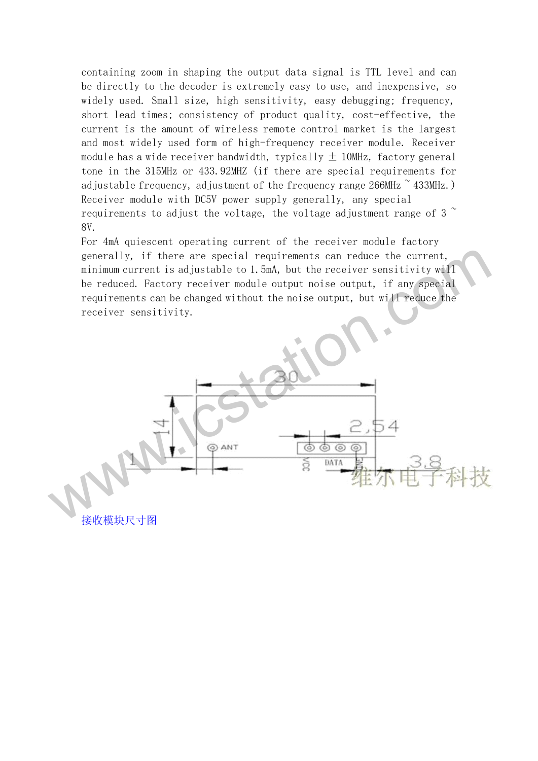containing zoom in shaping the output data signal is TTL level and can be directly to the decoder is extremely easy to use, and inexpensive, so widely used. Small size, high sensitivity, easy debugging; frequency, short lead times; consistency of product quality, cost-effective, the current is the amount of wireless remote control market is the largest and most widely used form of high-frequency receiver module. Receiver module has a wide receiver bandwidth, typically ±10MHz, factory general tone in the 315MHz or 433.92MHZ (if there are special requirements for adjustable frequency, adjustment of the frequency range 266MHz ~ 433MHz.) Receiver module with DC5V power supply generally, any special requirements to adjust the voltage, the voltage adjustment range of 3 ~ 8V.

For 4mA quiescent operating current of the receiver module factory generally, if there are special requirements can reduce the current, minimum current is adjustable to 1.5mA, but the receiver sensitivity will be reduced. Factory receiver module output noise output, if any special requirements can be changed without the noise output, but will reduce the receiver sensitivity.

30

14

2,54

ANT

VCC

DATA

GND

1

3.8

维尔电子科技

接收模块尺寸图